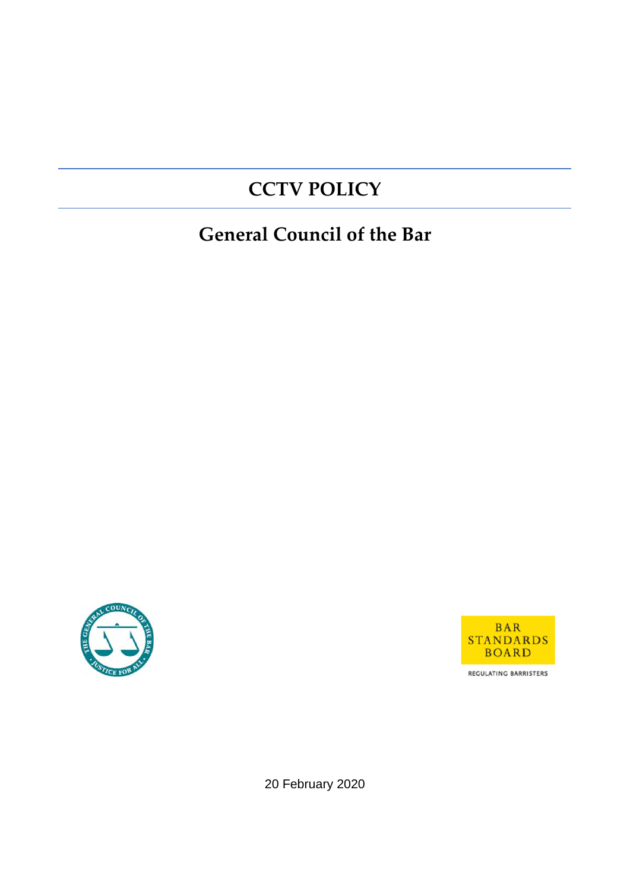# CCTV POLICY

## General Council of the Bar

20 February 2020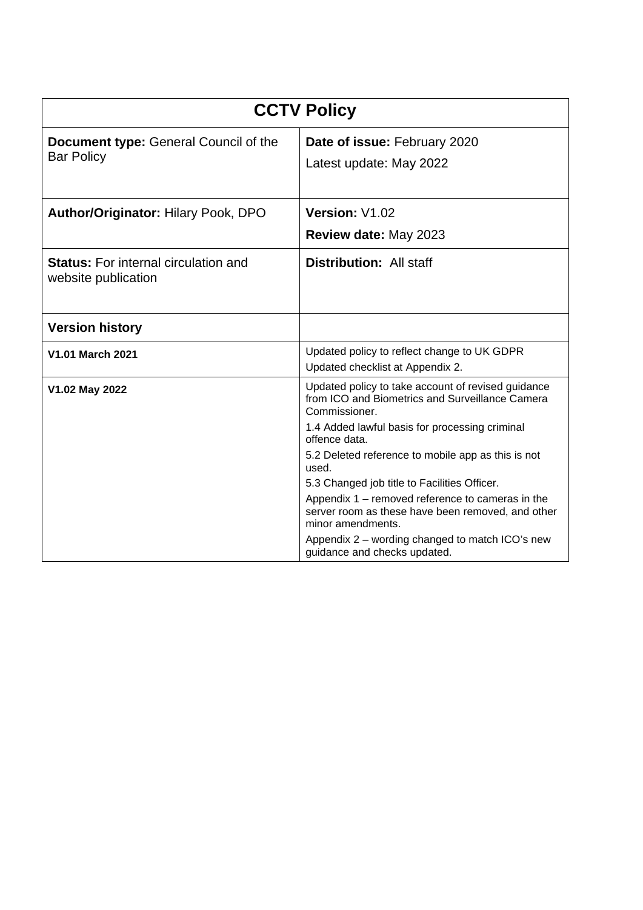| CCTV Policy | |
|---|---|
| **Document type:** General Council of the Bar Policy | **Date of issue:** February 2020<br>Latest update: May 2022 |
| **Author/Originator:** Hilary Pook, DPO | **Version:** V1.02<br>**Review date:** May 2023 |
| **Status:** For internal circulation and website publication | **Distribution:** All staff |
| **Version history** | |
| **V1.01 March 2021** | Updated policy to reflect change to UK GDPR<br>Updated checklist at Appendix 2. |
| **V1.02 May 2022** | Updated policy to take account of revised guidance from ICO and Biometrics and Surveillance Camera Commissioner.<br>1.4 Added lawful basis for processing criminal offence data.<br>5.2 Deleted reference to mobile app as this is not used.<br>5.3 Changed job title to Facilities Officer.<br>Appendix 1 – removed reference to cameras in the server room as these have been removed, and other minor amendments.<br>Appendix 2 – wording changed to match ICO's new guidance and checks updated. |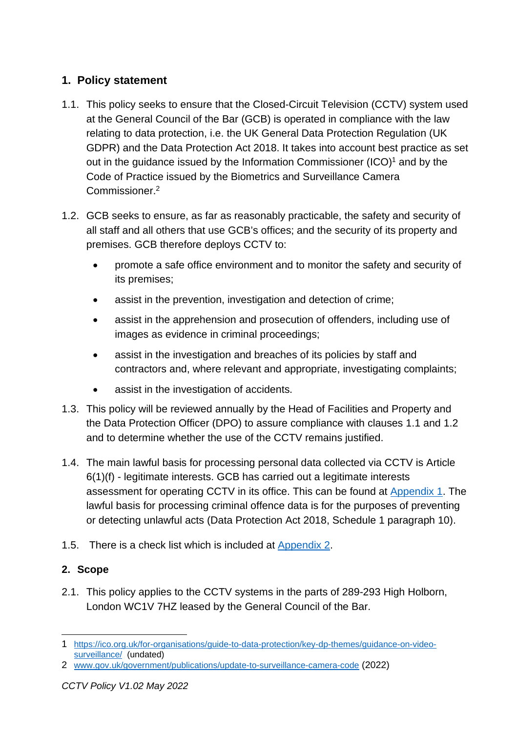## 1. Policy statement

1.1. This policy seeks to ensure that the Closed-Circuit Television (CCTV) system used at the General Council of the Bar (GCB) is operated in compliance with the law relating to data protection, i.e. the UK General Data Protection Regulation (UK GDPR) and the Data Protection Act 2018. It takes into account best practice as set out in the guidance issued by the Information Commissioner (ICO)[1] and by the Code of Practice issued by the Biometrics and Surveillance Camera Commissioner.[2]

1.2. GCB seeks to ensure, as far as reasonably practicable, the safety and security of all staff and all others that use GCB's offices; and the security of its property and premises. GCB therefore deploys CCTV to:

- promote a safe office environment and to monitor the safety and security of its premises;
- assist in the prevention, investigation and detection of crime;
- assist in the apprehension and prosecution of offenders, including use of images as evidence in criminal proceedings;
- assist in the investigation and breaches of its policies by staff and contractors and, where relevant and appropriate, investigating complaints;
- assist in the investigation of accidents.

1.3. This policy will be reviewed annually by the Head of Facilities and Property and the Data Protection Officer (DPO) to assure compliance with clauses 1.1 and 1.2 and to determine whether the use of the CCTV remains justified.

1.4. The main lawful basis for processing personal data collected via CCTV is Article 6(1)(f) - legitimate interests. GCB has carried out a legitimate interests assessment for operating CCTV in its office. This can be found at Appendix 1. The lawful basis for processing criminal offence data is for the purposes of preventing or detecting unlawful acts (Data Protection Act 2018, Schedule 1 paragraph 10).

1.5. There is a check list which is included at Appendix 2.

## 2. Scope

2.1. This policy applies to the CCTV systems in the parts of 289-293 High Holborn, London WC1V 7HZ leased by the General Council of the Bar.

---

1 https://ico.org.uk/for-organisations/guide-to-data-protection/key-dp-themes/guidance-on-video-surveillance/ (undated)

2 www.gov.uk/government/publications/update-to-surveillance-camera-code (2022)

*CCTV Policy V1.02 May 2022*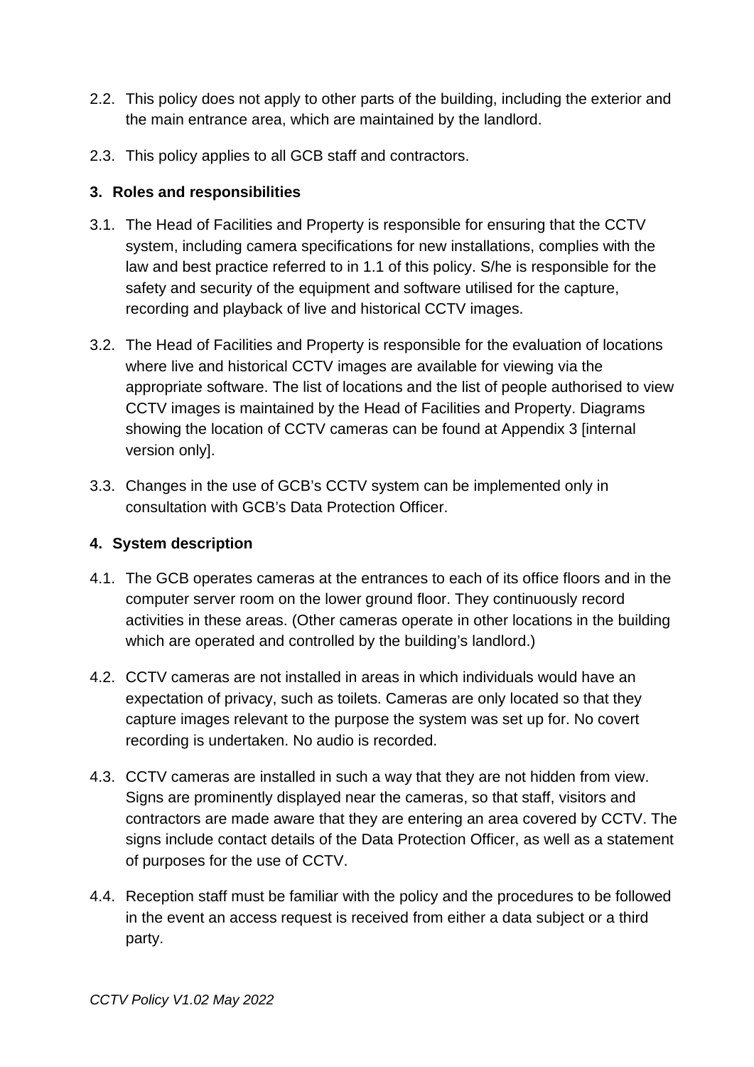2.2. This policy does not apply to other parts of the building, including the exterior and the main entrance area, which are maintained by the landlord.

2.3. This policy applies to all GCB staff and contractors.

## 3. Roles and responsibilities

3.1. The Head of Facilities and Property is responsible for ensuring that the CCTV system, including camera specifications for new installations, complies with the law and best practice referred to in 1.1 of this policy. S/he is responsible for the safety and security of the equipment and software utilised for the capture, recording and playback of live and historical CCTV images.

3.2. The Head of Facilities and Property is responsible for the evaluation of locations where live and historical CCTV images are available for viewing via the appropriate software. The list of locations and the list of people authorised to view CCTV images is maintained by the Head of Facilities and Property. Diagrams showing the location of CCTV cameras can be found at Appendix 3 [internal version only].

3.3. Changes in the use of GCB's CCTV system can be implemented only in consultation with GCB's Data Protection Officer.

## 4. System description

4.1. The GCB operates cameras at the entrances to each of its office floors and in the computer server room on the lower ground floor. They continuously record activities in these areas. (Other cameras operate in other locations in the building which are operated and controlled by the building's landlord.)

4.2. CCTV cameras are not installed in areas in which individuals would have an expectation of privacy, such as toilets. Cameras are only located so that they capture images relevant to the purpose the system was set up for. No covert recording is undertaken. No audio is recorded.

4.3. CCTV cameras are installed in such a way that they are not hidden from view. Signs are prominently displayed near the cameras, so that staff, visitors and contractors are made aware that they are entering an area covered by CCTV. The signs include contact details of the Data Protection Officer, as well as a statement of purposes for the use of CCTV.

4.4. Reception staff must be familiar with the policy and the procedures to be followed in the event an access request is received from either a data subject or a third party.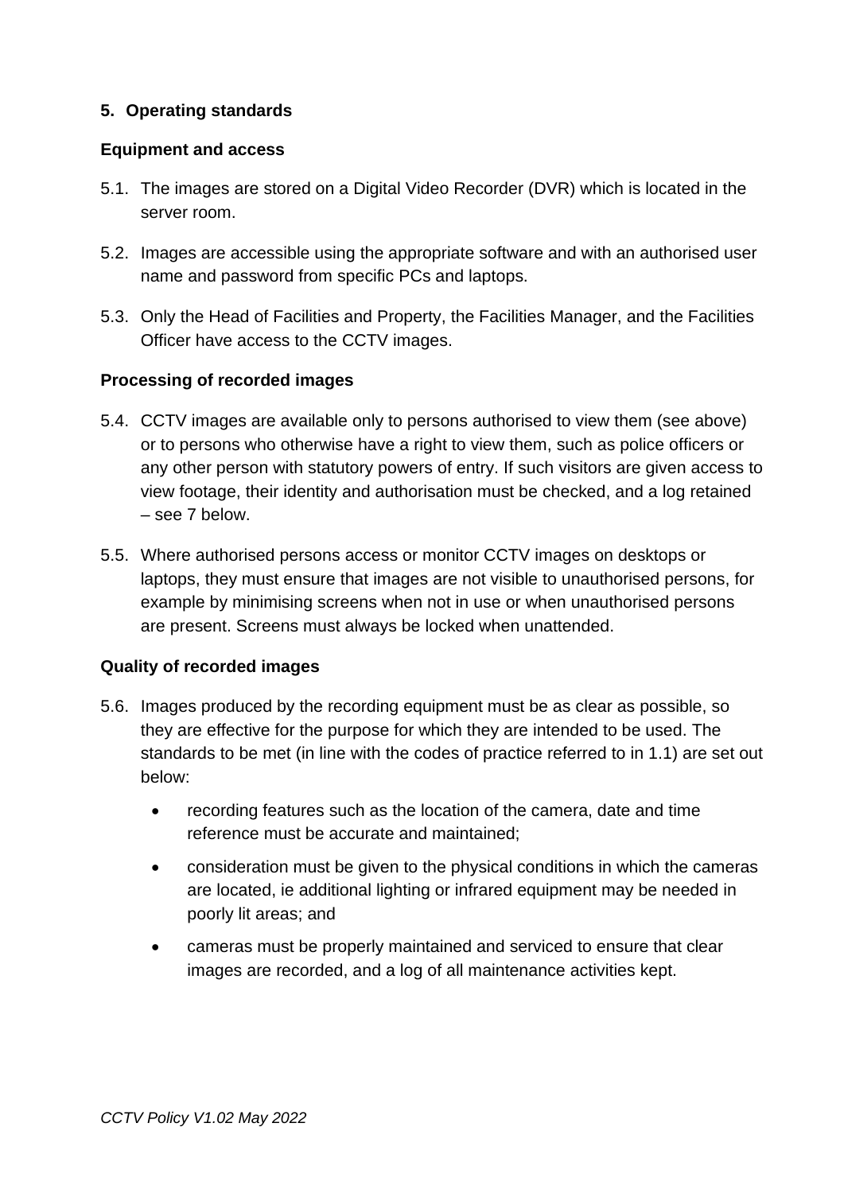## 5. Operating standards

### Equipment and access

5.1. The images are stored on a Digital Video Recorder (DVR) which is located in the server room.

5.2. Images are accessible using the appropriate software and with an authorised user name and password from specific PCs and laptops.

5.3. Only the Head of Facilities and Property, the Facilities Manager, and the Facilities Officer have access to the CCTV images.

### Processing of recorded images

5.4. CCTV images are available only to persons authorised to view them (see above) or to persons who otherwise have a right to view them, such as police officers or any other person with statutory powers of entry. If such visitors are given access to view footage, their identity and authorisation must be checked, and a log retained – see 7 below.

5.5. Where authorised persons access or monitor CCTV images on desktops or laptops, they must ensure that images are not visible to unauthorised persons, for example by minimising screens when not in use or when unauthorised persons are present. Screens must always be locked when unattended.

### Quality of recorded images

5.6. Images produced by the recording equipment must be as clear as possible, so they are effective for the purpose for which they are intended to be used. The standards to be met (in line with the codes of practice referred to in 1.1) are set out below:

- recording features such as the location of the camera, date and time reference must be accurate and maintained;
- consideration must be given to the physical conditions in which the cameras are located, ie additional lighting or infrared equipment may be needed in poorly lit areas; and
- cameras must be properly maintained and serviced to ensure that clear images are recorded, and a log of all maintenance activities kept.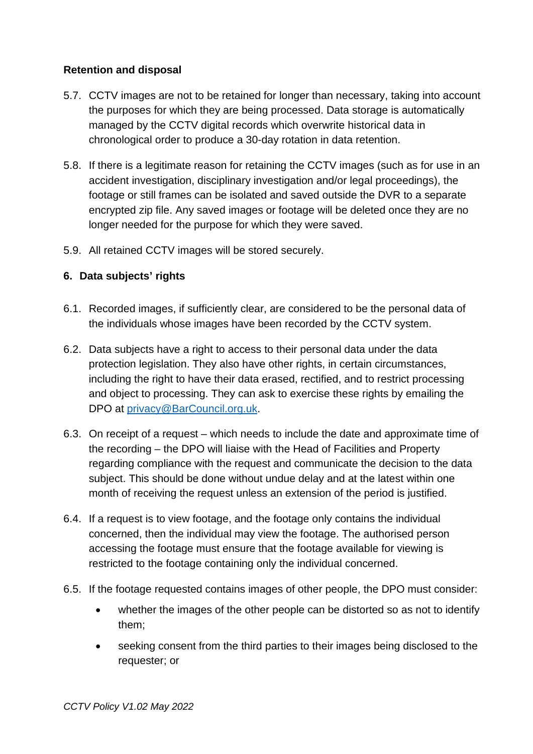**Retention and disposal**

5.7. CCTV images are not to be retained for longer than necessary, taking into account the purposes for which they are being processed. Data storage is automatically managed by the CCTV digital records which overwrite historical data in chronological order to produce a 30-day rotation in data retention.

5.8. If there is a legitimate reason for retaining the CCTV images (such as for use in an accident investigation, disciplinary investigation and/or legal proceedings), the footage or still frames can be isolated and saved outside the DVR to a separate encrypted zip file. Any saved images or footage will be deleted once they are no longer needed for the purpose for which they were saved.

5.9. All retained CCTV images will be stored securely.

## 6. Data subjects' rights

6.1. Recorded images, if sufficiently clear, are considered to be the personal data of the individuals whose images have been recorded by the CCTV system.

6.2. Data subjects have a right to access to their personal data under the data protection legislation. They also have other rights, in certain circumstances, including the right to have their data erased, rectified, and to restrict processing and object to processing. They can ask to exercise these rights by emailing the DPO at [privacy@BarCouncil.org.uk](mailto:privacy@BarCouncil.org.uk).

6.3. On receipt of a request – which needs to include the date and approximate time of the recording – the DPO will liaise with the Head of Facilities and Property regarding compliance with the request and communicate the decision to the data subject. This should be done without undue delay and at the latest within one month of receiving the request unless an extension of the period is justified.

6.4. If a request is to view footage, and the footage only contains the individual concerned, then the individual may view the footage. The authorised person accessing the footage must ensure that the footage available for viewing is restricted to the footage containing only the individual concerned.

6.5. If the footage requested contains images of other people, the DPO must consider:

- whether the images of the other people can be distorted so as not to identify them;
- seeking consent from the third parties to their images being disclosed to the requester; or

*CCTV Policy V1.02 May 2022*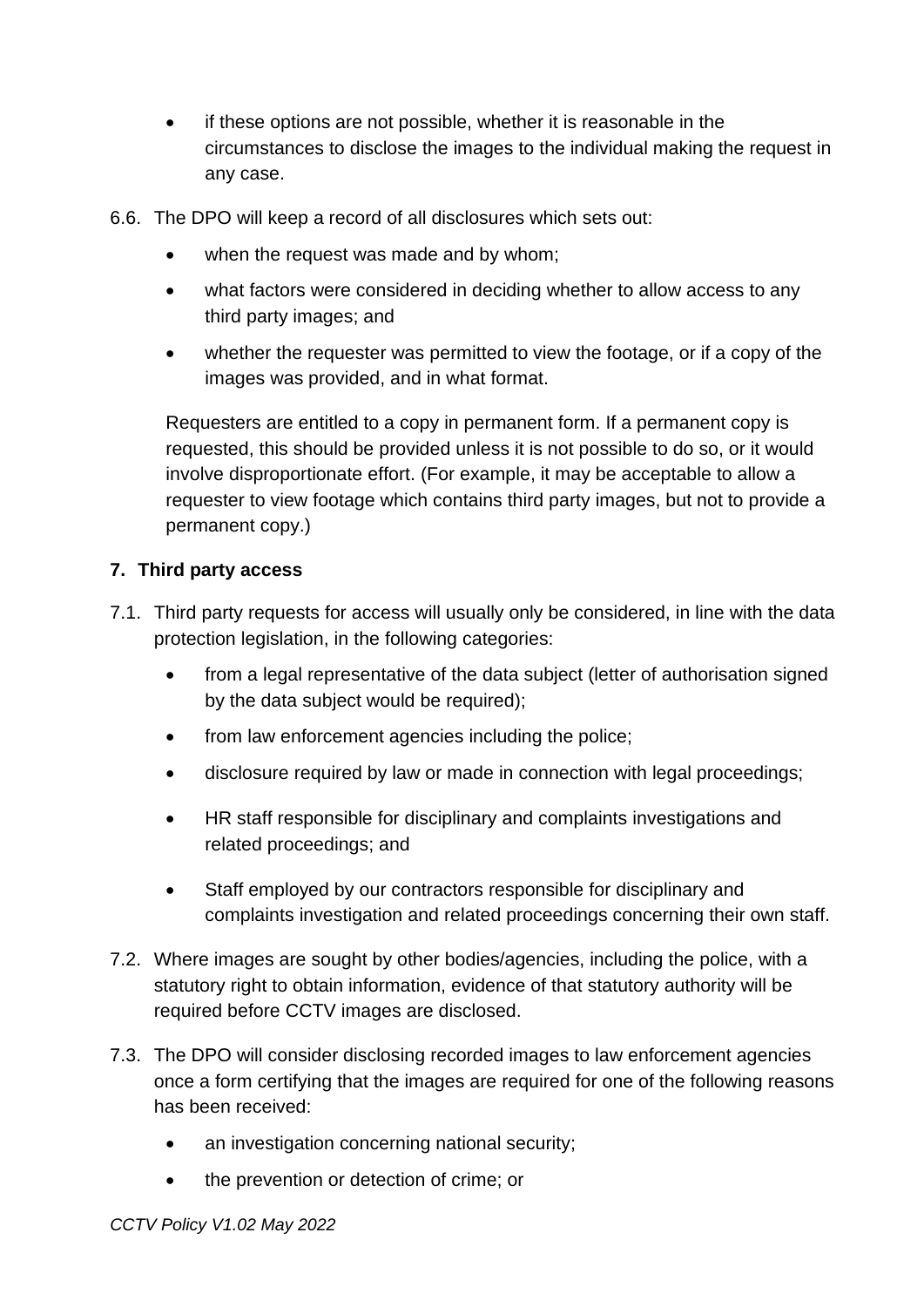- if these options are not possible, whether it is reasonable in the circumstances to disclose the images to the individual making the request in any case.

6.6. The DPO will keep a record of all disclosures which sets out:

- when the request was made and by whom;
- what factors were considered in deciding whether to allow access to any third party images; and
- whether the requester was permitted to view the footage, or if a copy of the images was provided, and in what format.

Requesters are entitled to a copy in permanent form. If a permanent copy is requested, this should be provided unless it is not possible to do so, or it would involve disproportionate effort. (For example, it may be acceptable to allow a requester to view footage which contains third party images, but not to provide a permanent copy.)

**7. Third party access**

7.1. Third party requests for access will usually only be considered, in line with the data protection legislation, in the following categories:

- from a legal representative of the data subject (letter of authorisation signed by the data subject would be required);
- from law enforcement agencies including the police;
- disclosure required by law or made in connection with legal proceedings;
- HR staff responsible for disciplinary and complaints investigations and related proceedings; and
- Staff employed by our contractors responsible for disciplinary and complaints investigation and related proceedings concerning their own staff.

7.2. Where images are sought by other bodies/agencies, including the police, with a statutory right to obtain information, evidence of that statutory authority will be required before CCTV images are disclosed.

7.3. The DPO will consider disclosing recorded images to law enforcement agencies once a form certifying that the images are required for one of the following reasons has been received:

- an investigation concerning national security;
- the prevention or detection of crime; or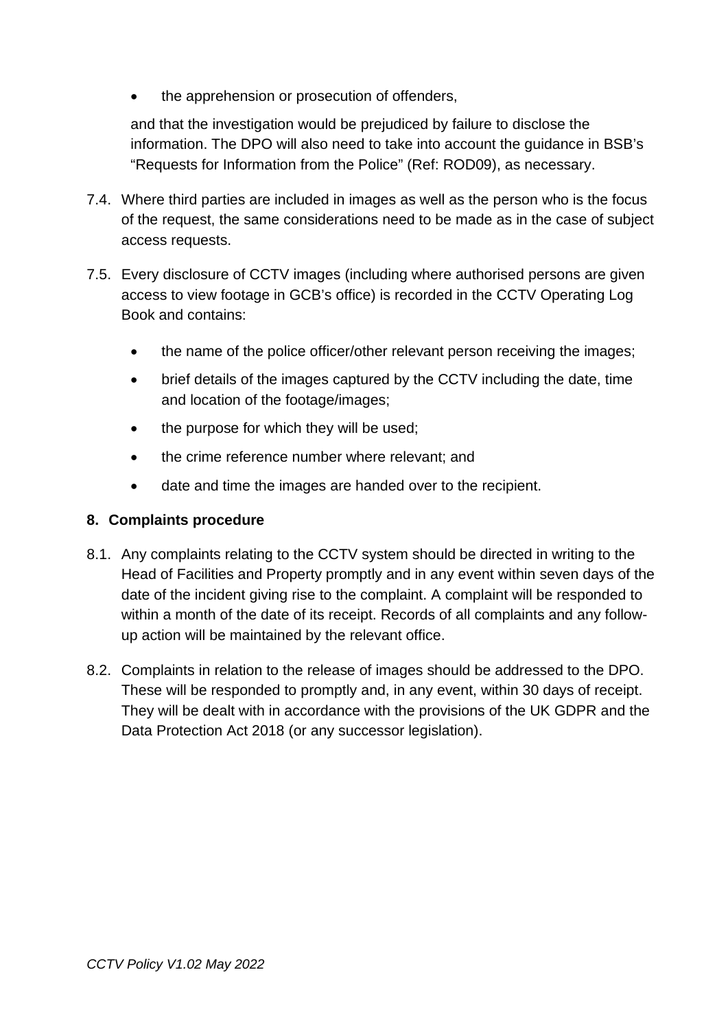- the apprehension or prosecution of offenders,

and that the investigation would be prejudiced by failure to disclose the information. The DPO will also need to take into account the guidance in BSB's "Requests for Information from the Police" (Ref: ROD09), as necessary.

7.4. Where third parties are included in images as well as the person who is the focus of the request, the same considerations need to be made as in the case of subject access requests.

7.5. Every disclosure of CCTV images (including where authorised persons are given access to view footage in GCB's office) is recorded in the CCTV Operating Log Book and contains:

- the name of the police officer/other relevant person receiving the images;
- brief details of the images captured by the CCTV including the date, time and location of the footage/images;
- the purpose for which they will be used;
- the crime reference number where relevant; and
- date and time the images are handed over to the recipient.

## 8. Complaints procedure

8.1. Any complaints relating to the CCTV system should be directed in writing to the Head of Facilities and Property promptly and in any event within seven days of the date of the incident giving rise to the complaint. A complaint will be responded to within a month of the date of its receipt. Records of all complaints and any follow-up action will be maintained by the relevant office.

8.2. Complaints in relation to the release of images should be addressed to the DPO. These will be responded to promptly and, in any event, within 30 days of receipt. They will be dealt with in accordance with the provisions of the UK GDPR and the Data Protection Act 2018 (or any successor legislation).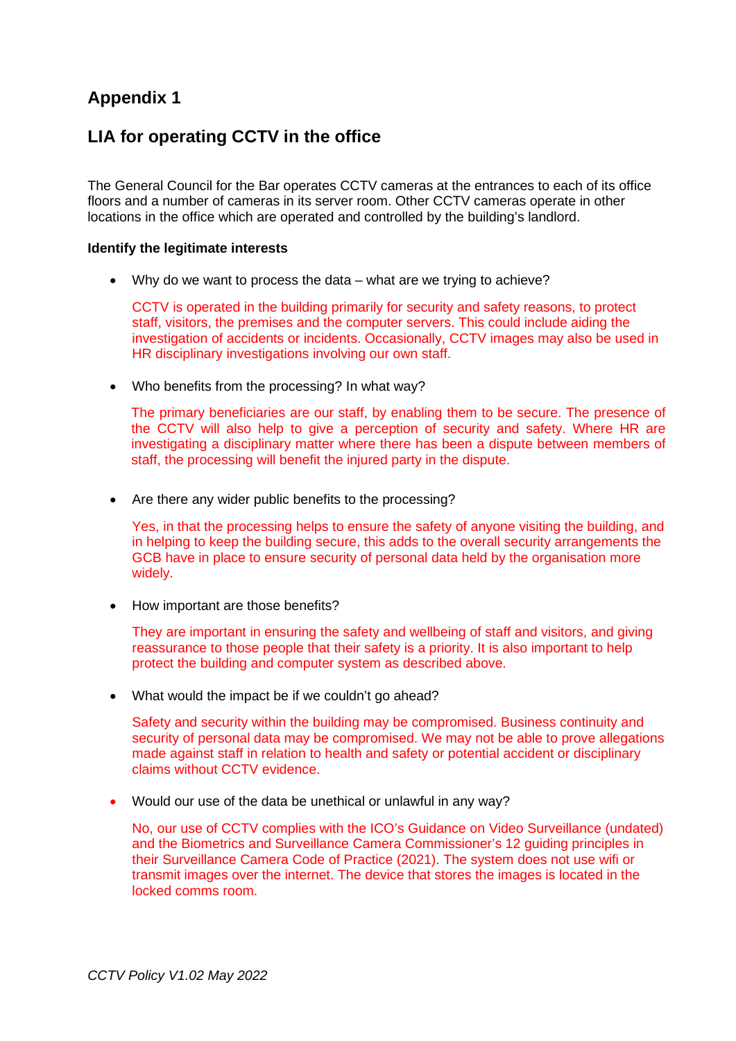## Appendix 1

## LIA for operating CCTV in the office

The General Council for the Bar operates CCTV cameras at the entrances to each of its office floors and a number of cameras in its server room. Other CCTV cameras operate in other locations in the office which are operated and controlled by the building's landlord.

**Identify the legitimate interests**

- Why do we want to process the data – what are we trying to achieve?

  CCTV is operated in the building primarily for security and safety reasons, to protect staff, visitors, the premises and the computer servers. This could include aiding the investigation of accidents or incidents. Occasionally, CCTV images may also be used in HR disciplinary investigations involving our own staff.

- Who benefits from the processing? In what way?

  The primary beneficiaries are our staff, by enabling them to be secure. The presence of the CCTV will also help to give a perception of security and safety. Where HR are investigating a disciplinary matter where there has been a dispute between members of staff, the processing will benefit the injured party in the dispute.

- Are there any wider public benefits to the processing?

  Yes, in that the processing helps to ensure the safety of anyone visiting the building, and in helping to keep the building secure, this adds to the overall security arrangements the GCB have in place to ensure security of personal data held by the organisation more widely.

- How important are those benefits?

  They are important in ensuring the safety and wellbeing of staff and visitors, and giving reassurance to those people that their safety is a priority. It is also important to help protect the building and computer system as described above.

- What would the impact be if we couldn't go ahead?

  Safety and security within the building may be compromised. Business continuity and security of personal data may be compromised. We may not be able to prove allegations made against staff in relation to health and safety or potential accident or disciplinary claims without CCTV evidence.

- Would our use of the data be unethical or unlawful in any way?

  No, our use of CCTV complies with the ICO's Guidance on Video Surveillance (undated) and the Biometrics and Surveillance Camera Commissioner's 12 guiding principles in their Surveillance Camera Code of Practice (2021). The system does not use wifi or transmit images over the internet. The device that stores the images is located in the locked comms room.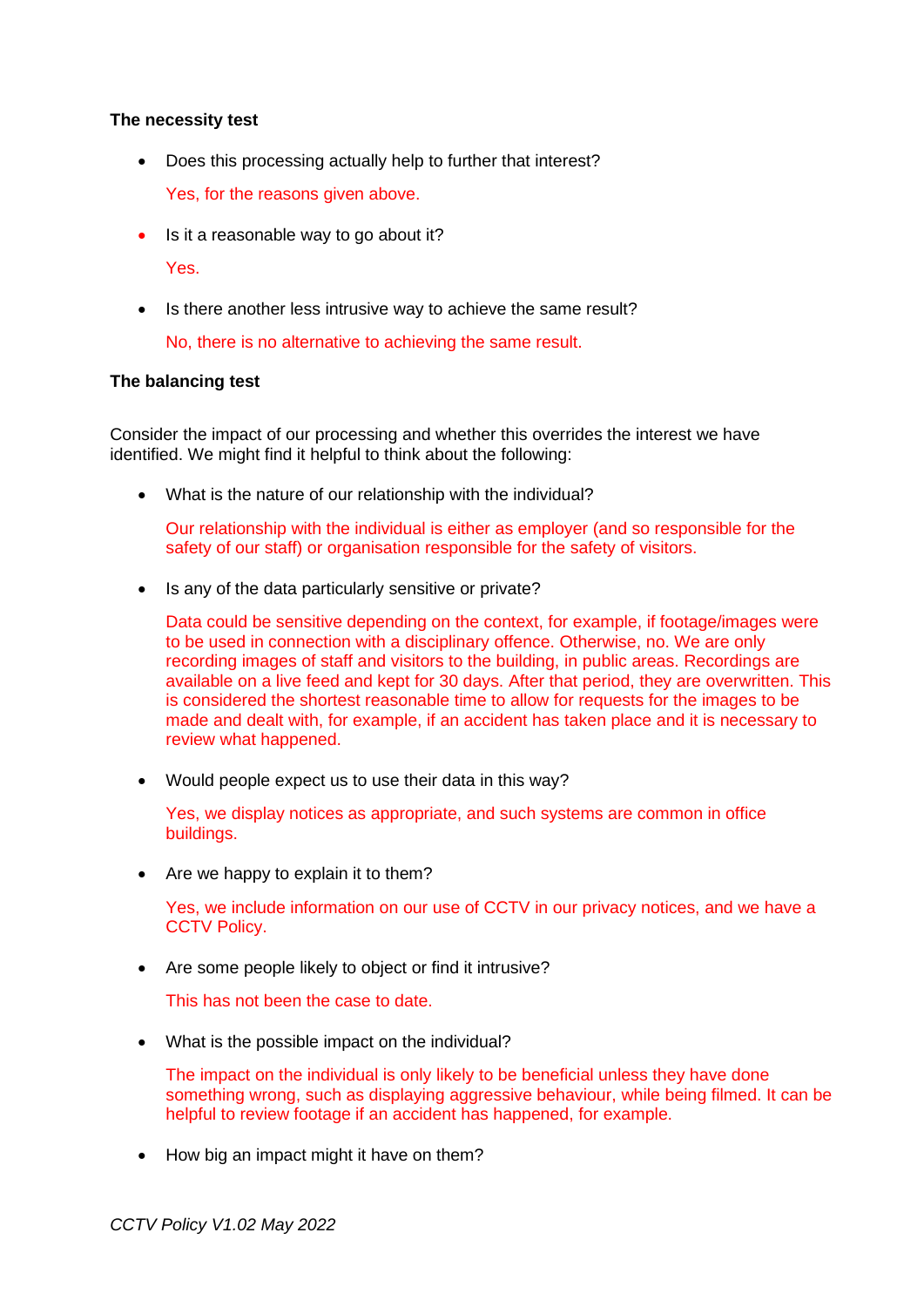**The necessity test**

- Does this processing actually help to further that interest?

  Yes, for the reasons given above.

- Is it a reasonable way to go about it?

  Yes.

- Is there another less intrusive way to achieve the same result?

  No, there is no alternative to achieving the same result.

**The balancing test**

Consider the impact of our processing and whether this overrides the interest we have identified. We might find it helpful to think about the following:

- What is the nature of our relationship with the individual?

  Our relationship with the individual is either as employer (and so responsible for the safety of our staff) or organisation responsible for the safety of visitors.

- Is any of the data particularly sensitive or private?

  Data could be sensitive depending on the context, for example, if footage/images were to be used in connection with a disciplinary offence. Otherwise, no. We are only recording images of staff and visitors to the building, in public areas. Recordings are available on a live feed and kept for 30 days. After that period, they are overwritten. This is considered the shortest reasonable time to allow for requests for the images to be made and dealt with, for example, if an accident has taken place and it is necessary to review what happened.

- Would people expect us to use their data in this way?

  Yes, we display notices as appropriate, and such systems are common in office buildings.

- Are we happy to explain it to them?

  Yes, we include information on our use of CCTV in our privacy notices, and we have a CCTV Policy.

- Are some people likely to object or find it intrusive?

  This has not been the case to date.

- What is the possible impact on the individual?

  The impact on the individual is only likely to be beneficial unless they have done something wrong, such as displaying aggressive behaviour, while being filmed. It can be helpful to review footage if an accident has happened, for example.

- How big an impact might it have on them?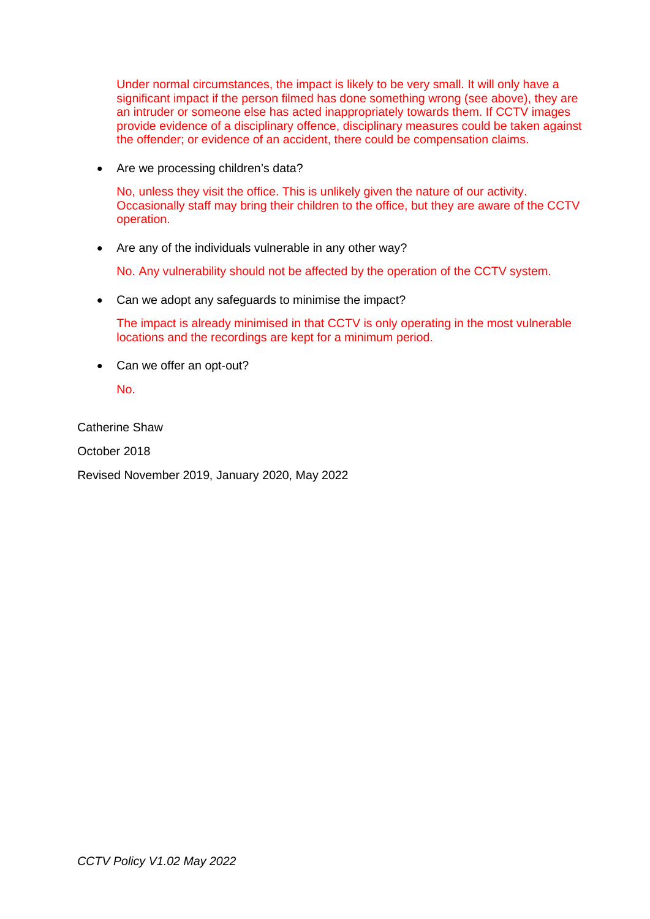Under normal circumstances, the impact is likely to be very small. It will only have a significant impact if the person filmed has done something wrong (see above), they are an intruder or someone else has acted inappropriately towards them. If CCTV images provide evidence of a disciplinary offence, disciplinary measures could be taken against the offender; or evidence of an accident, there could be compensation claims.

- Are we processing children's data?

  No, unless they visit the office. This is unlikely given the nature of our activity. Occasionally staff may bring their children to the office, but they are aware of the CCTV operation.

- Are any of the individuals vulnerable in any other way?

  No. Any vulnerability should not be affected by the operation of the CCTV system.

- Can we adopt any safeguards to minimise the impact?

  The impact is already minimised in that CCTV is only operating in the most vulnerable locations and the recordings are kept for a minimum period.

- Can we offer an opt-out?

  No.

Catherine Shaw

October 2018

Revised November 2019, January 2020, May 2022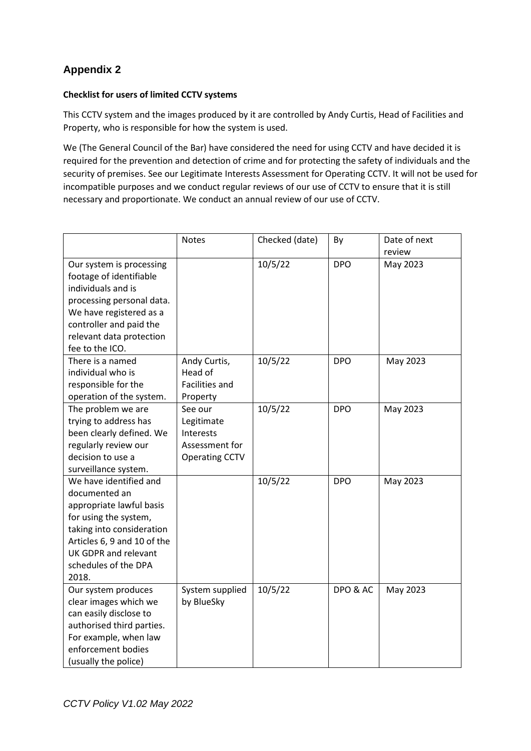## Appendix 2

**Checklist for users of limited CCTV systems**

This CCTV system and the images produced by it are controlled by Andy Curtis, Head of Facilities and Property, who is responsible for how the system is used.

We (The General Council of the Bar) have considered the need for using CCTV and have decided it is required for the prevention and detection of crime and for protecting the safety of individuals and the security of premises. See our Legitimate Interests Assessment for Operating CCTV. It will not be used for incompatible purposes and we conduct regular reviews of our use of CCTV to ensure that it is still necessary and proportionate. We conduct an annual review of our use of CCTV.

| | Notes | Checked (date) | By | Date of next review |
|---|---|---|---|---|
| Our system is processing footage of identifiable individuals and is processing personal data. We have registered as a controller and paid the relevant data protection fee to the ICO. | | 10/5/22 | DPO | May 2023 |
| There is a named individual who is responsible for the operation of the system. | Andy Curtis, Head of Facilities and Property | 10/5/22 | DPO | May 2023 |
| The problem we are trying to address has been clearly defined. We regularly review our decision to use a surveillance system. | See our Legitimate Interests Assessment for Operating CCTV | 10/5/22 | DPO | May 2023 |
| We have identified and documented an appropriate lawful basis for using the system, taking into consideration Articles 6, 9 and 10 of the UK GDPR and relevant schedules of the DPA 2018. | | 10/5/22 | DPO | May 2023 |
| Our system produces clear images which we can easily disclose to authorised third parties. For example, when law enforcement bodies (usually the police) | System supplied by BlueSky | 10/5/22 | DPO & AC | May 2023 |

*CCTV Policy V1.02 May 2022*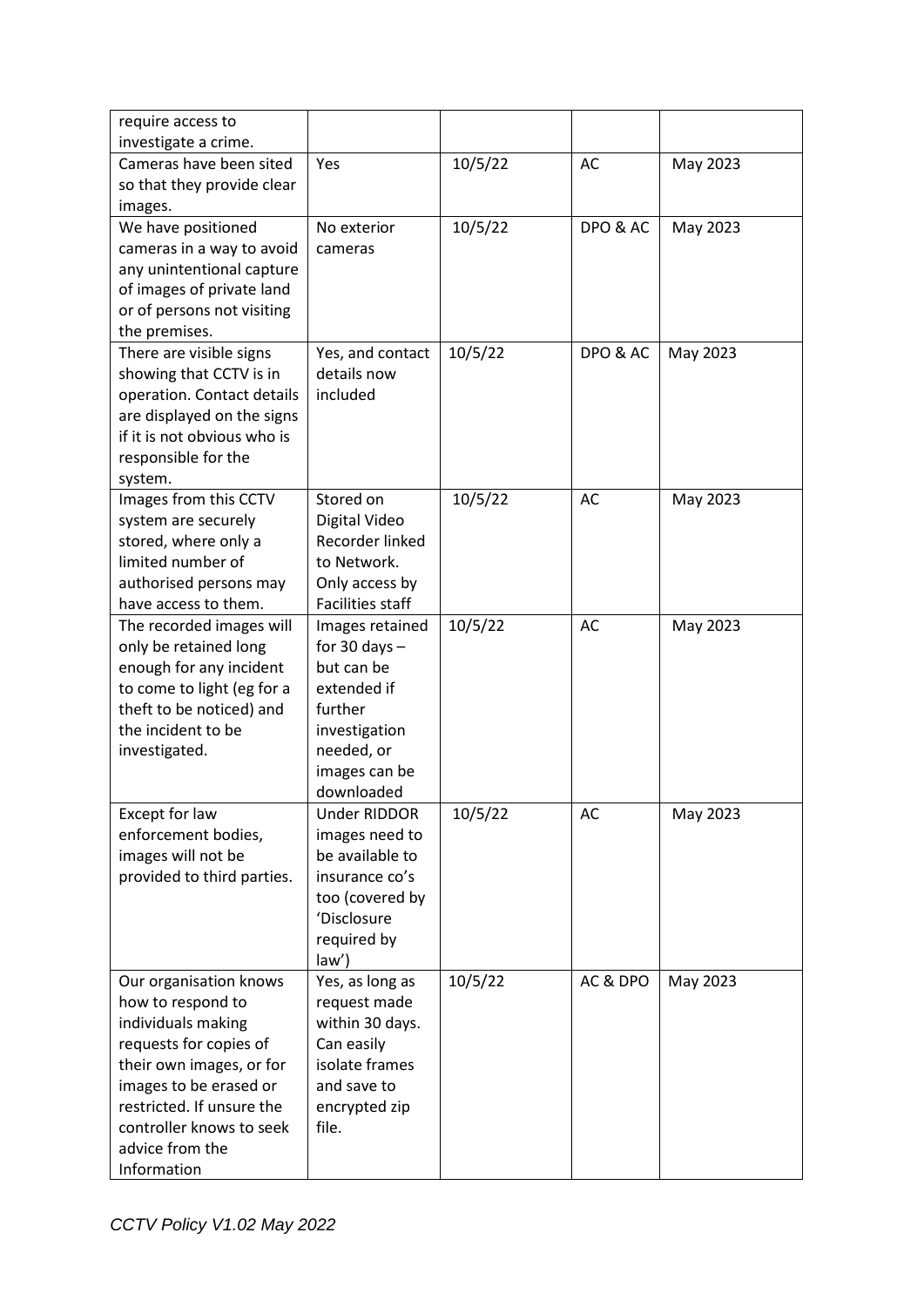| require access to investigate a crime. | | | | |
|---|---|---|---|---|
| Cameras have been sited so that they provide clear images. | Yes | 10/5/22 | AC | May 2023 |
| We have positioned cameras in a way to avoid any unintentional capture of images of private land or of persons not visiting the premises. | No exterior cameras | 10/5/22 | DPO & AC | May 2023 |
| There are visible signs showing that CCTV is in operation. Contact details are displayed on the signs if it is not obvious who is responsible for the system. | Yes, and contact details now included | 10/5/22 | DPO & AC | May 2023 |
| Images from this CCTV system are securely stored, where only a limited number of authorised persons may have access to them. | Stored on Digital Video Recorder linked to Network. Only access by Facilities staff | 10/5/22 | AC | May 2023 |
| The recorded images will only be retained long enough for any incident to come to light (eg for a theft to be noticed) and the incident to be investigated. | Images retained for 30 days – but can be extended if further investigation needed, or images can be downloaded | 10/5/22 | AC | May 2023 |
| Except for law enforcement bodies, images will not be provided to third parties. | Under RIDDOR images need to be available to insurance co's too (covered by 'Disclosure required by law') | 10/5/22 | AC | May 2023 |
| Our organisation knows how to respond to individuals making requests for copies of their own images, or for images to be erased or restricted. If unsure the controller knows to seek advice from the Information | Yes, as long as request made within 30 days. Can easily isolate frames and save to encrypted zip file. | 10/5/22 | AC & DPO | May 2023 |

*CCTV Policy V1.02 May 2022*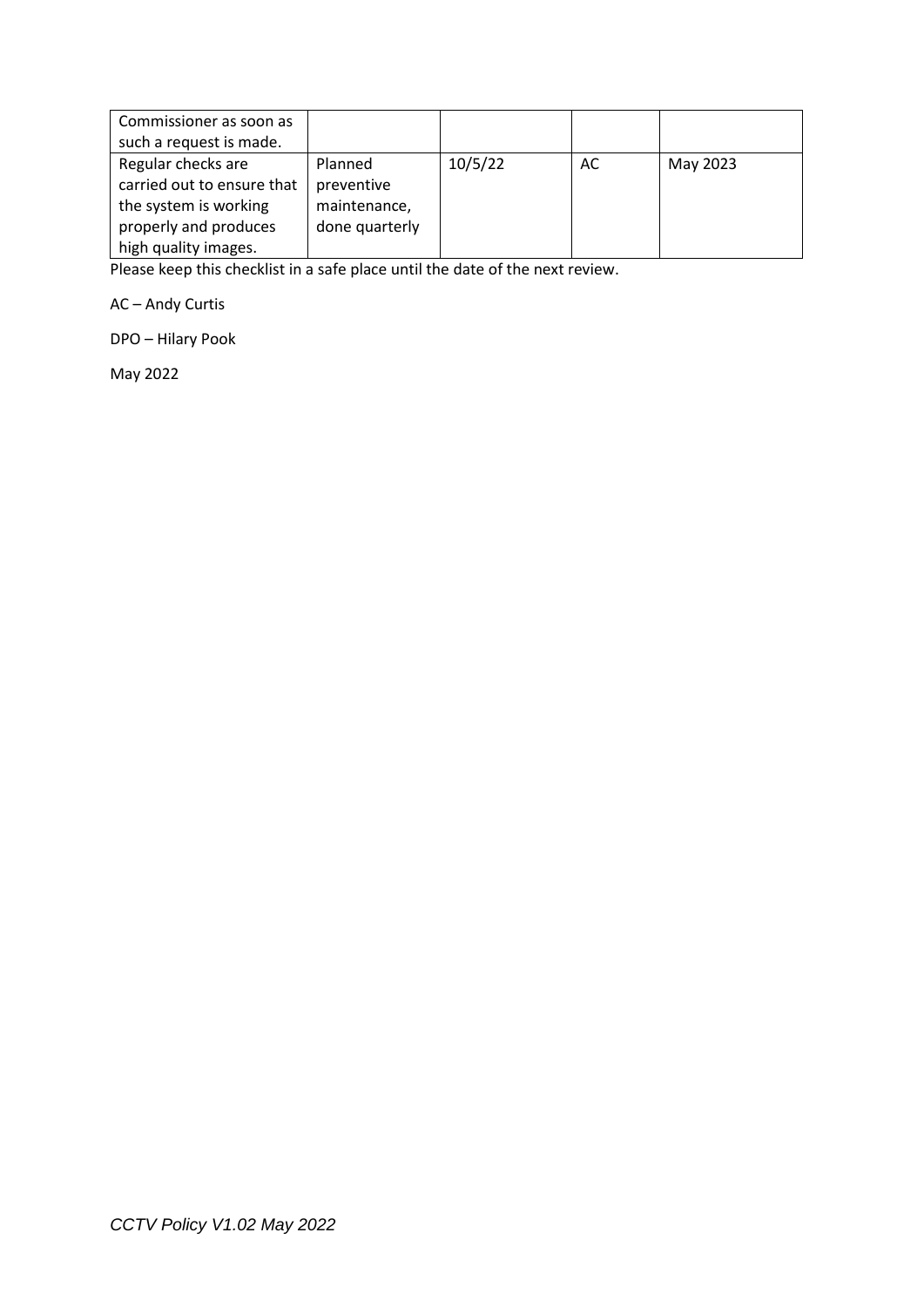| | | | | |
|---|---|---|---|---|
| Commissioner as soon as such a request is made. | | | | |
| Regular checks are carried out to ensure that the system is working properly and produces high quality images. | Planned preventive maintenance, done quarterly | 10/5/22 | AC | May 2023 |

Please keep this checklist in a safe place until the date of the next review.

AC – Andy Curtis

DPO – Hilary Pook

May 2022